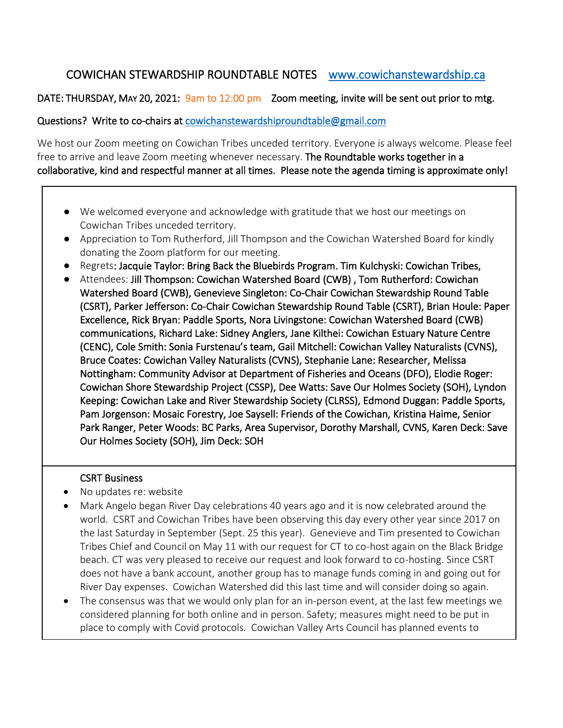# COWICHAN STEWARDSHIP ROUNDTABLE NOTES www.cowichanstewardship.ca

DATE: THURSDAY, MAY 20, 2021: 9am to 12:00 pm Zoom meeting, invite will be sent out prior to mtg.

Questions? Write to co-chairs at cowichanstewardshiproundtable@gmail.com

We host our Zoom meeting on Cowichan Tribes unceded territory. Everyone is always welcome. Please feel free to arrive and leave Zoom meeting whenever necessary. **The Roundtable works together in a collaborative, kind and respectful manner at all times. Please note the agenda timing is approximate only!**

- We welcomed everyone and acknowledge with gratitude that we host our meetings on Cowichan Tribes unceded territory.
- Appreciation to Tom Rutherford, Jill Thompson and the Cowichan Watershed Board for kindly donating the Zoom platform for our meeting.
- Regrets: Jacquie Taylor: Bring Back the Bluebirds Program. Tim Kulchyski: Cowichan Tribes,
- Attendees: Jill Thompson: Cowichan Watershed Board (CWB) , Tom Rutherford: Cowichan Watershed Board (CWB), Genevieve Singleton: Co-Chair Cowichan Stewardship Round Table (CSRT), Parker Jefferson: Co-Chair Cowichan Stewardship Round Table (CSRT), Brian Houle: Paper Excellence, Rick Bryan: Paddle Sports, Nora Livingstone: Cowichan Watershed Board (CWB) communications, Richard Lake: Sidney Anglers, Jane Kilthei: Cowichan Estuary Nature Centre (CENC), Cole Smith: Sonia Furstenau's team, Gail Mitchell: Cowichan Valley Naturalists (CVNS), Bruce Coates: Cowichan Valley Naturalists (CVNS), Stephanie Lane: Researcher, Melissa Nottingham: Community Advisor at Department of Fisheries and Oceans (DFO), Elodie Roger: Cowichan Shore Stewardship Project (CSSP), Dee Watts: Save Our Holmes Society (SOH), Lyndon Keeping: Cowichan Lake and River Stewardship Society (CLRSS), Edmond Duggan: Paddle Sports, Pam Jorgenson: Mosaic Forestry, Joe Saysell: Friends of the Cowichan, Kristina Haime, Senior Park Ranger, Peter Woods: BC Parks, Area Supervisor, Dorothy Marshall, CVNS, Karen Deck: Save Our Holmes Society (SOH), Jim Deck: SOH

## CSRT Business

- No updates re: website
- Mark Angelo began River Day celebrations 40 years ago and it is now celebrated around the world. CSRT and Cowichan Tribes have been observing this day every other year since 2017 on the last Saturday in September (Sept. 25 this year). Genevieve and Tim presented to Cowichan Tribes Chief and Council on May 11 with our request for CT to co-host again on the Black Bridge beach. CT was very pleased to receive our request and look forward to co-hosting. Since CSRT does not have a bank account, another group has to manage funds coming in and going out for River Day expenses. Cowichan Watershed did this last time and will consider doing so again.
- The consensus was that we would only plan for an in-person event, at the last few meetings we considered planning for both online and in person. Safety; measures might need to be put in place to comply with Covid protocols. Cowichan Valley Arts Council has planned events to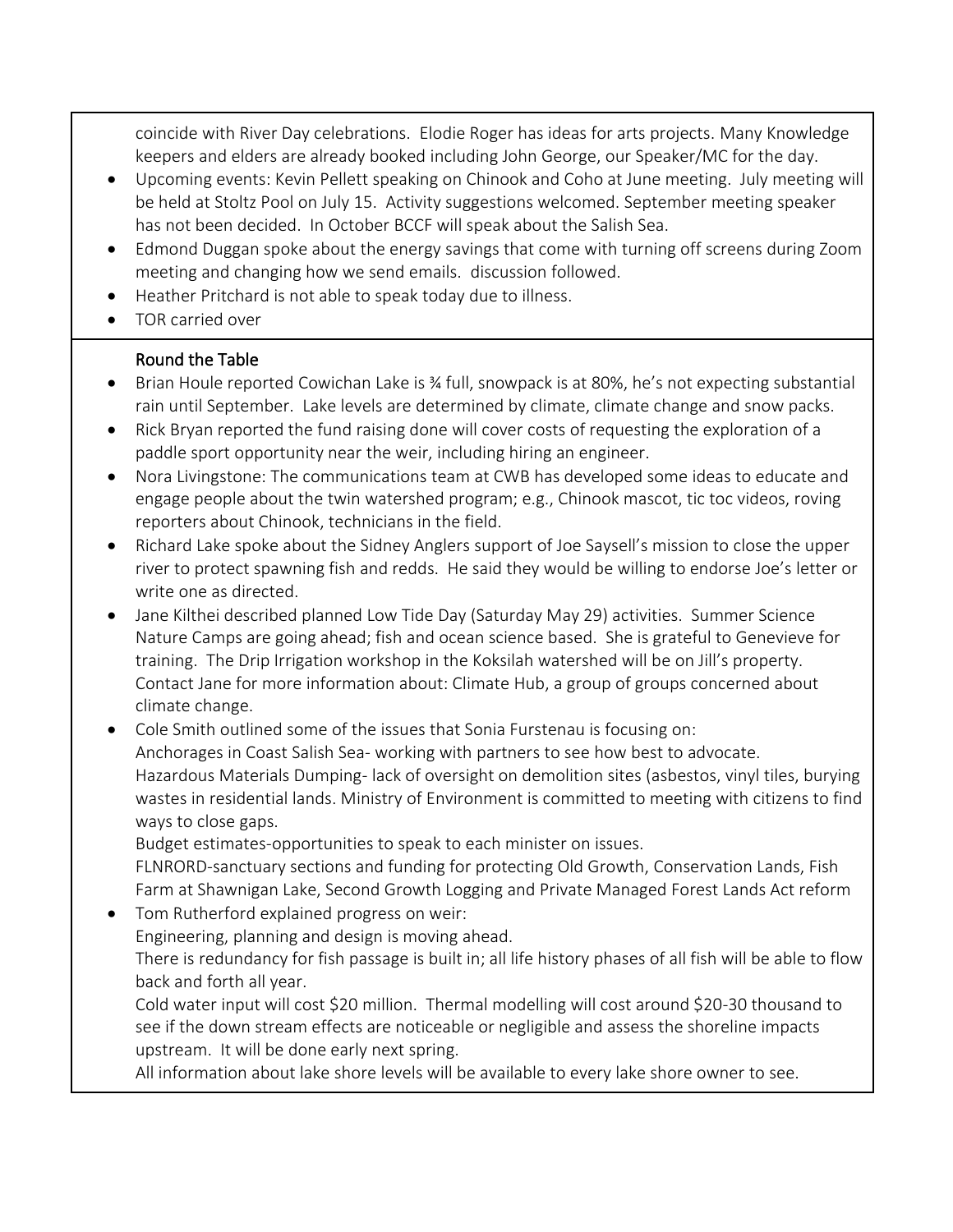coincide with River Day celebrations. Elodie Roger has ideas for arts projects. Many Knowledge keepers and elders are already booked including John George, our Speaker/MC for the day.

- Upcoming events: Kevin Pellett speaking on Chinook and Coho at June meeting. July meeting will be held at Stoltz Pool on July 15. Activity suggestions welcomed. September meeting speaker has not been decided. In October BCCF will speak about the Salish Sea.
- Edmond Duggan spoke about the energy savings that come with turning off screens during Zoom meeting and changing how we send emails. discussion followed.
- Heather Pritchard is not able to speak today due to illness.
- TOR carried over

Round the Table

- Brian Houle reported Cowichan Lake is ¾ full, snowpack is at 80%, he's not expecting substantial rain until September. Lake levels are determined by climate, climate change and snow packs.
- Rick Bryan reported the fund raising done will cover costs of requesting the exploration of a paddle sport opportunity near the weir, including hiring an engineer.
- Nora Livingstone: The communications team at CWB has developed some ideas to educate and engage people about the twin watershed program; e.g., Chinook mascot, tic toc videos, roving reporters about Chinook, technicians in the field.
- Richard Lake spoke about the Sidney Anglers support of Joe Saysell's mission to close the upper river to protect spawning fish and redds. He said they would be willing to endorse Joe's letter or write one as directed.
- Jane Kilthei described planned Low Tide Day (Saturday May 29) activities. Summer Science Nature Camps are going ahead; fish and ocean science based. She is grateful to Genevieve for training. The Drip Irrigation workshop in the Koksilah watershed will be on Jill's property. Contact Jane for more information about: Climate Hub, a group of groups concerned about climate change.
- Cole Smith outlined some of the issues that Sonia Furstenau is focusing on:
  Anchorages in Coast Salish Sea- working with partners to see how best to advocate.
  Hazardous Materials Dumping- lack of oversight on demolition sites (asbestos, vinyl tiles, burying wastes in residential lands. Ministry of Environment is committed to meeting with citizens to find ways to close gaps.
  Budget estimates-opportunities to speak to each minister on issues.
  FLNRORD-sanctuary sections and funding for protecting Old Growth, Conservation Lands, Fish Farm at Shawnigan Lake, Second Growth Logging and Private Managed Forest Lands Act reform
- Tom Rutherford explained progress on weir:
  Engineering, planning and design is moving ahead.
  There is redundancy for fish passage is built in; all life history phases of all fish will be able to flow back and forth all year.
  Cold water input will cost $20 million. Thermal modelling will cost around $20-30 thousand to see if the down stream effects are noticeable or negligible and assess the shoreline impacts upstream. It will be done early next spring.
  All information about lake shore levels will be available to every lake shore owner to see.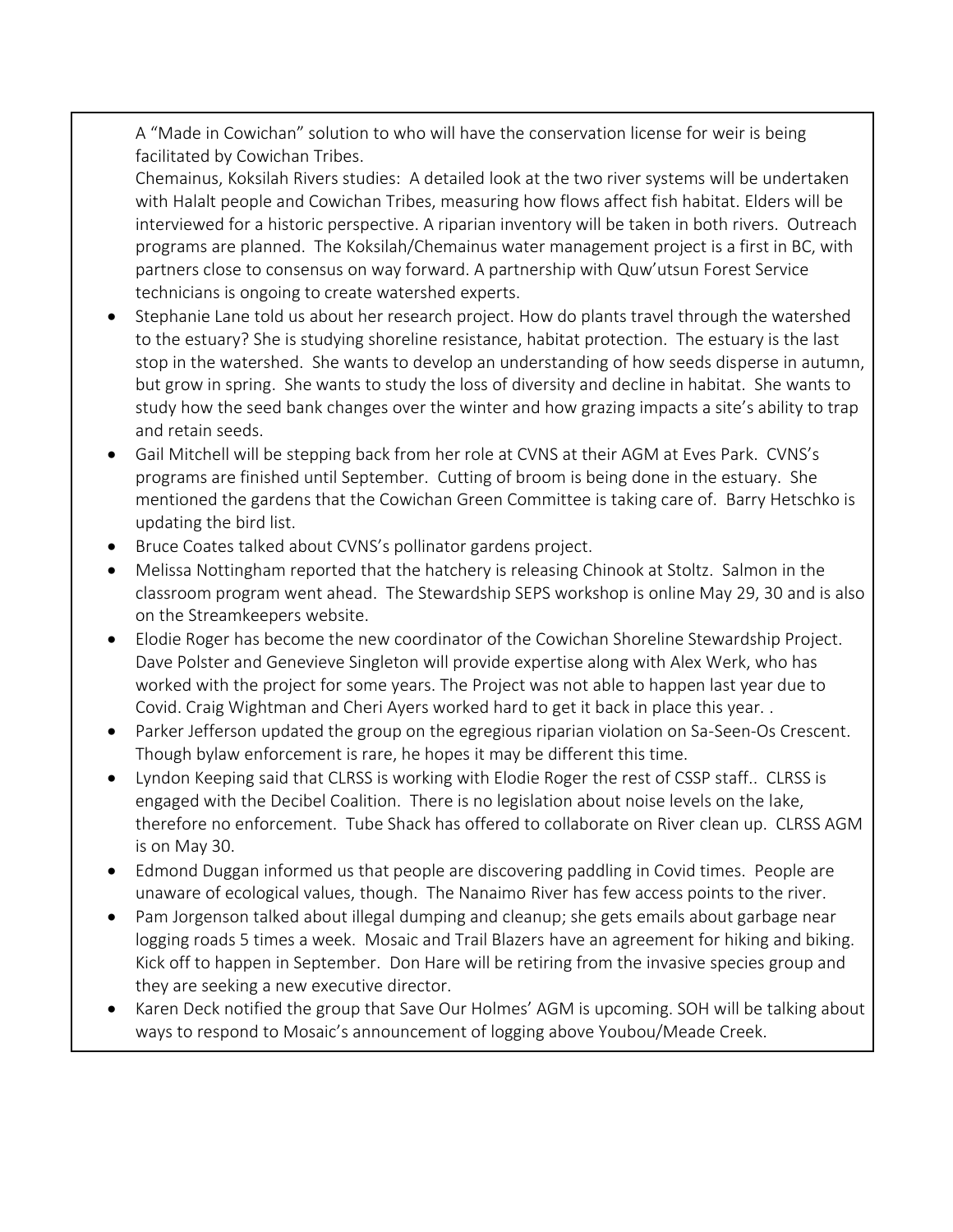A "Made in Cowichan" solution to who will have the conservation license for weir is being facilitated by Cowichan Tribes.

Chemainus, Koksilah Rivers studies: A detailed look at the two river systems will be undertaken with Halalt people and Cowichan Tribes, measuring how flows affect fish habitat. Elders will be interviewed for a historic perspective. A riparian inventory will be taken in both rivers. Outreach programs are planned. The Koksilah/Chemainus water management project is a first in BC, with partners close to consensus on way forward. A partnership with Quw'utsun Forest Service technicians is ongoing to create watershed experts.

- Stephanie Lane told us about her research project. How do plants travel through the watershed to the estuary? She is studying shoreline resistance, habitat protection. The estuary is the last stop in the watershed. She wants to develop an understanding of how seeds disperse in autumn, but grow in spring. She wants to study the loss of diversity and decline in habitat. She wants to study how the seed bank changes over the winter and how grazing impacts a site's ability to trap and retain seeds.
- Gail Mitchell will be stepping back from her role at CVNS at their AGM at Eves Park. CVNS's programs are finished until September. Cutting of broom is being done in the estuary. She mentioned the gardens that the Cowichan Green Committee is taking care of. Barry Hetschko is updating the bird list.
- Bruce Coates talked about CVNS's pollinator gardens project.
- Melissa Nottingham reported that the hatchery is releasing Chinook at Stoltz. Salmon in the classroom program went ahead. The Stewardship SEPS workshop is online May 29, 30 and is also on the Streamkeepers website.
- Elodie Roger has become the new coordinator of the Cowichan Shoreline Stewardship Project. Dave Polster and Genevieve Singleton will provide expertise along with Alex Werk, who has worked with the project for some years. The Project was not able to happen last year due to Covid. Craig Wightman and Cheri Ayers worked hard to get it back in place this year. .
- Parker Jefferson updated the group on the egregious riparian violation on Sa-Seen-Os Crescent. Though bylaw enforcement is rare, he hopes it may be different this time.
- Lyndon Keeping said that CLRSS is working with Elodie Roger the rest of CSSP staff.. CLRSS is engaged with the Decibel Coalition. There is no legislation about noise levels on the lake, therefore no enforcement. Tube Shack has offered to collaborate on River clean up. CLRSS AGM is on May 30.
- Edmond Duggan informed us that people are discovering paddling in Covid times. People are unaware of ecological values, though. The Nanaimo River has few access points to the river.
- Pam Jorgenson talked about illegal dumping and cleanup; she gets emails about garbage near logging roads 5 times a week. Mosaic and Trail Blazers have an agreement for hiking and biking. Kick off to happen in September. Don Hare will be retiring from the invasive species group and they are seeking a new executive director.
- Karen Deck notified the group that Save Our Holmes' AGM is upcoming. SOH will be talking about ways to respond to Mosaic's announcement of logging above Youbou/Meade Creek.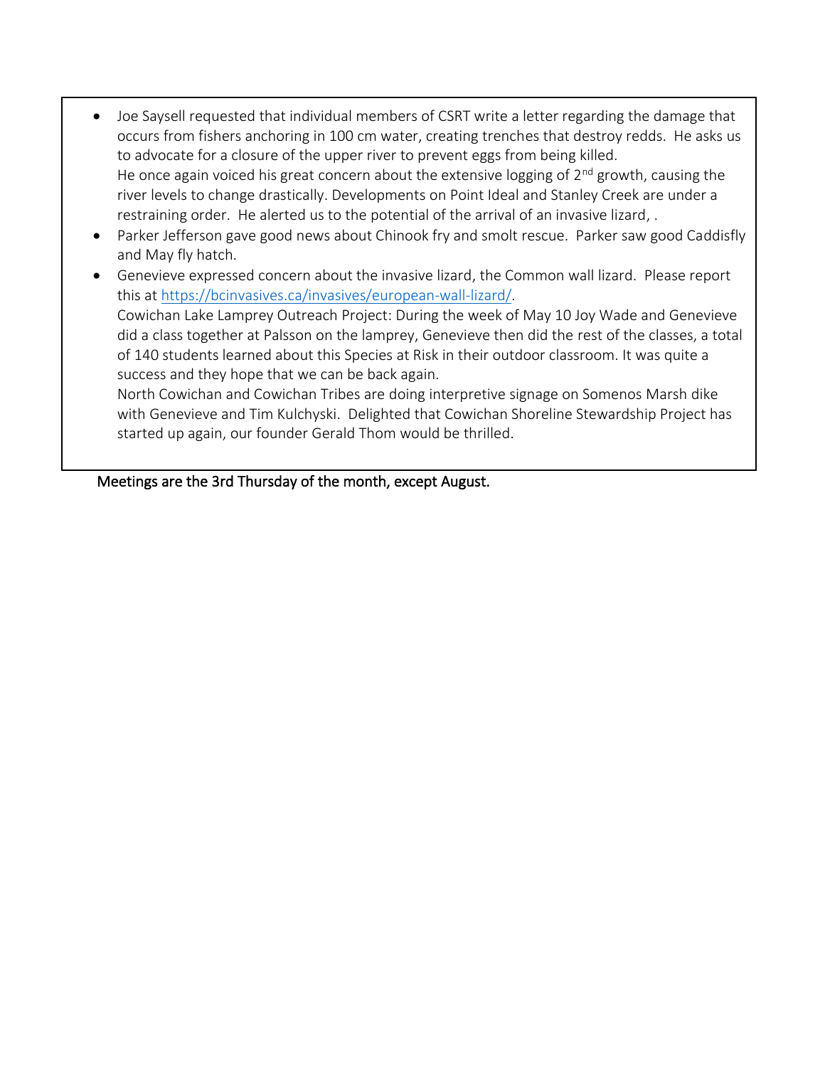- Joe Saysell requested that individual members of CSRT write a letter regarding the damage that occurs from fishers anchoring in 100 cm water, creating trenches that destroy redds. He asks us to advocate for a closure of the upper river to prevent eggs from being killed.
  He once again voiced his great concern about the extensive logging of 2nd growth, causing the river levels to change drastically. Developments on Point Ideal and Stanley Creek are under a restraining order. He alerted us to the potential of the arrival of an invasive lizard, .
- Parker Jefferson gave good news about Chinook fry and smolt rescue. Parker saw good Caddisfly and May fly hatch.
- Genevieve expressed concern about the invasive lizard, the Common wall lizard. Please report this at [https://bcinvasives.ca/invasives/european-wall-lizard/](https://bcinvasives.ca/invasives/european-wall-lizard/).
  Cowichan Lake Lamprey Outreach Project: During the week of May 10 Joy Wade and Genevieve did a class together at Palsson on the lamprey, Genevieve then did the rest of the classes, a total of 140 students learned about this Species at Risk in their outdoor classroom. It was quite a success and they hope that we can be back again.
  North Cowichan and Cowichan Tribes are doing interpretive signage on Somenos Marsh dike with Genevieve and Tim Kulchyski. Delighted that Cowichan Shoreline Stewardship Project has started up again, our founder Gerald Thom would be thrilled.

Meetings are the 3rd Thursday of the month, except August.